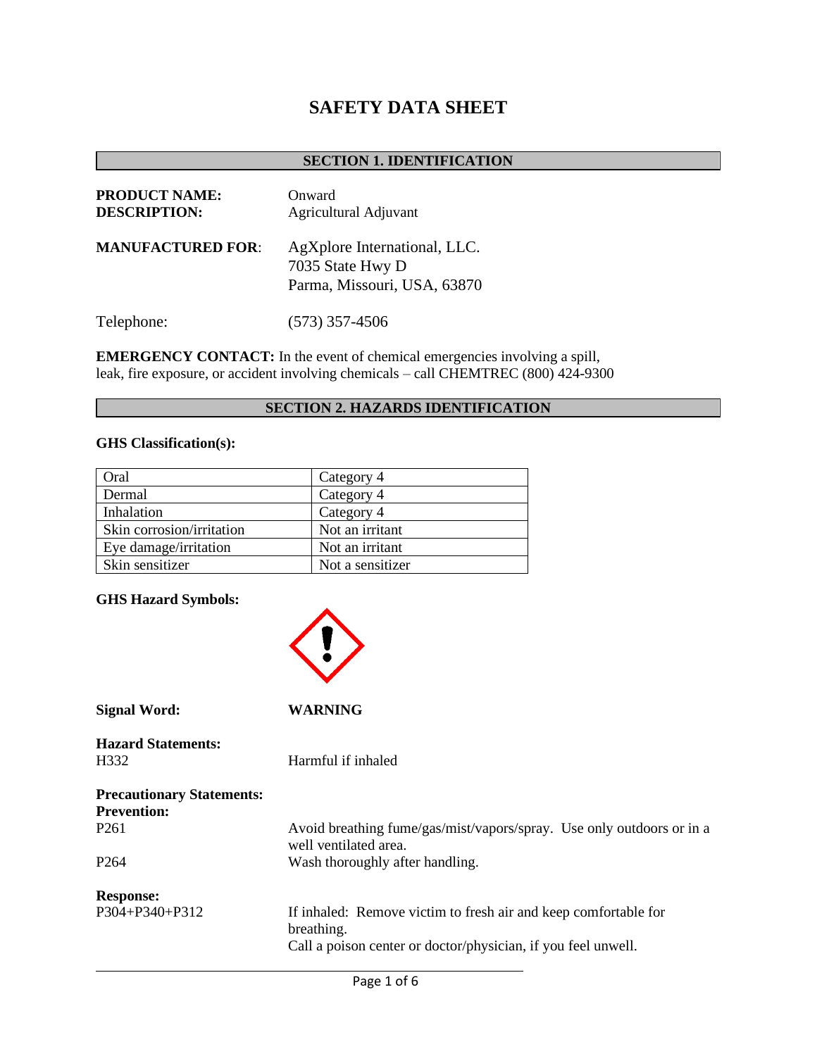# SAFETY DATA SHEET

## SECTION 1. IDENTIFICATION

**PRODUCT NAME:** Onward
**DESCRIPTION:** Agricultural Adjuvant

**MANUFACTURED FOR**: AgXplore International, LLC.
7035 State Hwy D
Parma, Missouri, USA, 63870

Telephone: (573) 357-4506

**EMERGENCY CONTACT:** In the event of chemical emergencies involving a spill, leak, fire exposure, or accident involving chemicals – call CHEMTREC (800) 424-9300

## SECTION 2. HAZARDS IDENTIFICATION

**GHS Classification(s):**

| Oral | Category 4 |
|---|---|
| Dermal | Category 4 |
| Inhalation | Category 4 |
| Skin corrosion/irritation | Not an irritant |
| Eye damage/irritation | Not an irritant |
| Skin sensitizer | Not a sensitizer |

**GHS Hazard Symbols:**

**Signal Word:** **WARNING**

**Hazard Statements:**
H332 Harmful if inhaled

**Precautionary Statements:**
**Prevention:**
P261 Avoid breathing fume/gas/mist/vapors/spray. Use only outdoors or in a well ventilated area.
P264 Wash thoroughly after handling.

**Response:**
P304+P340+P312 If inhaled: Remove victim to fresh air and keep comfortable for breathing.
Call a poison center or doctor/physician, if you feel unwell.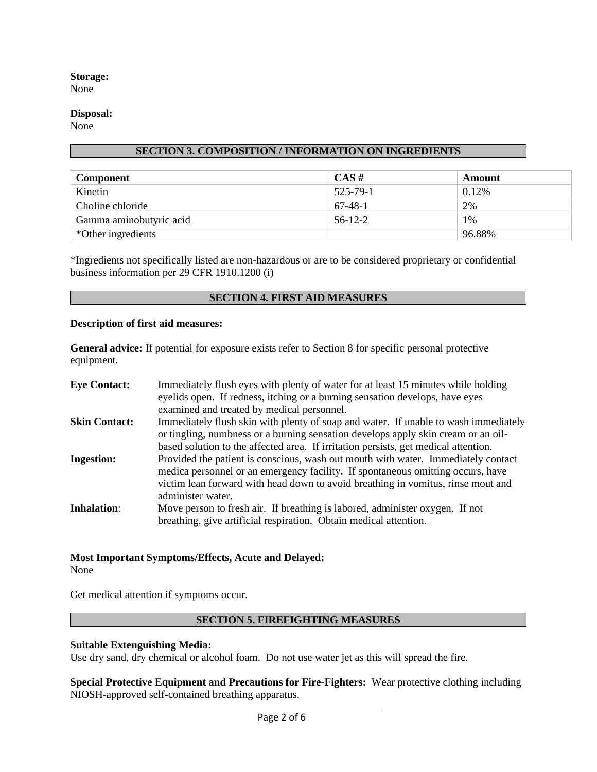**Storage:**
None

**Disposal:**
None

## SECTION 3. COMPOSITION / INFORMATION ON INGREDIENTS

| Component | CAS # | Amount |
|---|---|---|
| Kinetin | 525-79-1 | 0.12% |
| Choline chloride | 67-48-1 | 2% |
| Gamma aminobutyric acid | 56-12-2 | 1% |
| *Other ingredients | | 96.88% |

*Ingredients not specifically listed are non-hazardous or are to be considered proprietary or confidential business information per 29 CFR 1910.1200 (i)

## SECTION 4. FIRST AID MEASURES

**Description of first aid measures:**

**General advice:** If potential for exposure exists refer to Section 8 for specific personal protective equipment.

**Eye Contact:** Immediately flush eyes with plenty of water for at least 15 minutes while holding eyelids open. If redness, itching or a burning sensation develops, have eyes examined and treated by medical personnel.

**Skin Contact:** Immediately flush skin with plenty of soap and water. If unable to wash immediately or tingling, numbness or a burning sensation develops apply skin cream or an oil-based solution to the affected area. If irritation persists, get medical attention.

**Ingestion:** Provided the patient is conscious, wash out mouth with water. Immediately contact medica personnel or an emergency facility. If spontaneous omitting occurs, have victim lean forward with head down to avoid breathing in vomitus, rinse mout and administer water.

**Inhalation**: Move person to fresh air. If breathing is labored, administer oxygen. If not breathing, give artificial respiration. Obtain medical attention.

**Most Important Symptoms/Effects, Acute and Delayed:**
None

Get medical attention if symptoms occur.

## SECTION 5. FIREFIGHTING MEASURES

**Suitable Extenguishing Media:**
Use dry sand, dry chemical or alcohol foam. Do not use water jet as this will spread the fire.

**Special Protective Equipment and Precautions for Fire-Fighters:** Wear protective clothing including NIOSH-approved self-contained breathing apparatus.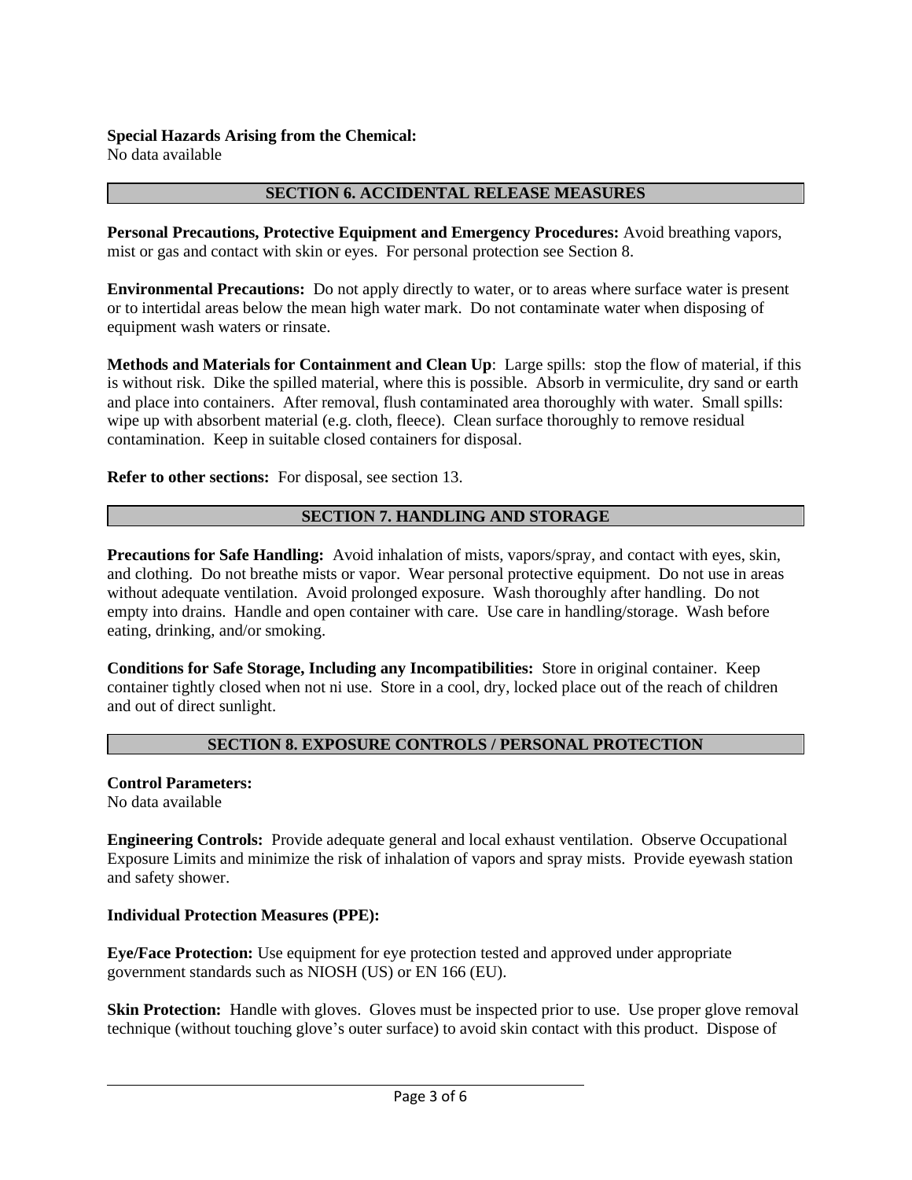**Special Hazards Arising from the Chemical:**
No data available

## SECTION 6. ACCIDENTAL RELEASE MEASURES

**Personal Precautions, Protective Equipment and Emergency Procedures:** Avoid breathing vapors, mist or gas and contact with skin or eyes. For personal protection see Section 8.

**Environmental Precautions:** Do not apply directly to water, or to areas where surface water is present or to intertidal areas below the mean high water mark. Do not contaminate water when disposing of equipment wash waters or rinsate.

**Methods and Materials for Containment and Clean Up**: Large spills: stop the flow of material, if this is without risk. Dike the spilled material, where this is possible. Absorb in vermiculite, dry sand or earth and place into containers. After removal, flush contaminated area thoroughly with water. Small spills: wipe up with absorbent material (e.g. cloth, fleece). Clean surface thoroughly to remove residual contamination. Keep in suitable closed containers for disposal.

**Refer to other sections:** For disposal, see section 13.

## SECTION 7. HANDLING AND STORAGE

**Precautions for Safe Handling:** Avoid inhalation of mists, vapors/spray, and contact with eyes, skin, and clothing. Do not breathe mists or vapor. Wear personal protective equipment. Do not use in areas without adequate ventilation. Avoid prolonged exposure. Wash thoroughly after handling. Do not empty into drains. Handle and open container with care. Use care in handling/storage. Wash before eating, drinking, and/or smoking.

**Conditions for Safe Storage, Including any Incompatibilities:** Store in original container. Keep container tightly closed when not ni use. Store in a cool, dry, locked place out of the reach of children and out of direct sunlight.

## SECTION 8. EXPOSURE CONTROLS / PERSONAL PROTECTION

**Control Parameters:**
No data available

**Engineering Controls:** Provide adequate general and local exhaust ventilation. Observe Occupational Exposure Limits and minimize the risk of inhalation of vapors and spray mists. Provide eyewash station and safety shower.

**Individual Protection Measures (PPE):**

**Eye/Face Protection:** Use equipment for eye protection tested and approved under appropriate government standards such as NIOSH (US) or EN 166 (EU).

**Skin Protection:** Handle with gloves. Gloves must be inspected prior to use. Use proper glove removal technique (without touching glove's outer surface) to avoid skin contact with this product. Dispose of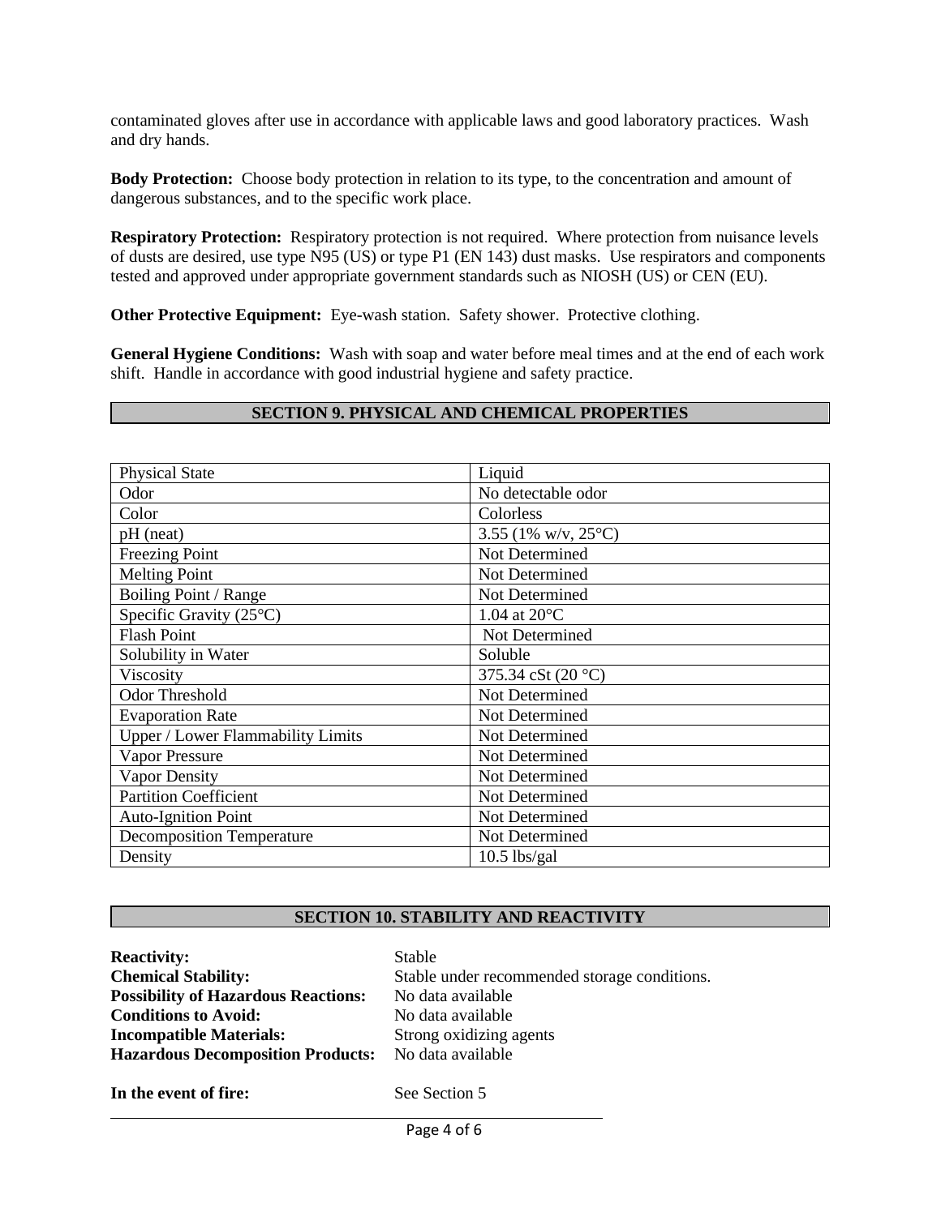contaminated gloves after use in accordance with applicable laws and good laboratory practices. Wash and dry hands.

**Body Protection:** Choose body protection in relation to its type, to the concentration and amount of dangerous substances, and to the specific work place.

**Respiratory Protection:** Respiratory protection is not required. Where protection from nuisance levels of dusts are desired, use type N95 (US) or type P1 (EN 143) dust masks. Use respirators and components tested and approved under appropriate government standards such as NIOSH (US) or CEN (EU).

**Other Protective Equipment:** Eye-wash station. Safety shower. Protective clothing.

**General Hygiene Conditions:** Wash with soap and water before meal times and at the end of each work shift. Handle in accordance with good industrial hygiene and safety practice.

## SECTION 9. PHYSICAL AND CHEMICAL PROPERTIES

| Property | Value |
|---|---|
| Physical State | Liquid |
| Odor | No detectable odor |
| Color | Colorless |
| pH (neat) | 3.55 (1% w/v, 25°C) |
| Freezing Point | Not Determined |
| Melting Point | Not Determined |
| Boiling Point / Range | Not Determined |
| Specific Gravity (25°C) | 1.04 at 20°C |
| Flash Point | Not Determined |
| Solubility in Water | Soluble |
| Viscosity | 375.34 cSt (20 °C) |
| Odor Threshold | Not Determined |
| Evaporation Rate | Not Determined |
| Upper / Lower Flammability Limits | Not Determined |
| Vapor Pressure | Not Determined |
| Vapor Density | Not Determined |
| Partition Coefficient | Not Determined |
| Auto-Ignition Point | Not Determined |
| Decomposition Temperature | Not Determined |
| Density | 10.5 lbs/gal |

## SECTION 10. STABILITY AND REACTIVITY

**Reactivity:** Stable
**Chemical Stability:** Stable under recommended storage conditions.
**Possibility of Hazardous Reactions:** No data available
**Conditions to Avoid:** No data available
**Incompatible Materials:** Strong oxidizing agents
**Hazardous Decomposition Products:** No data available

**In the event of fire:** See Section 5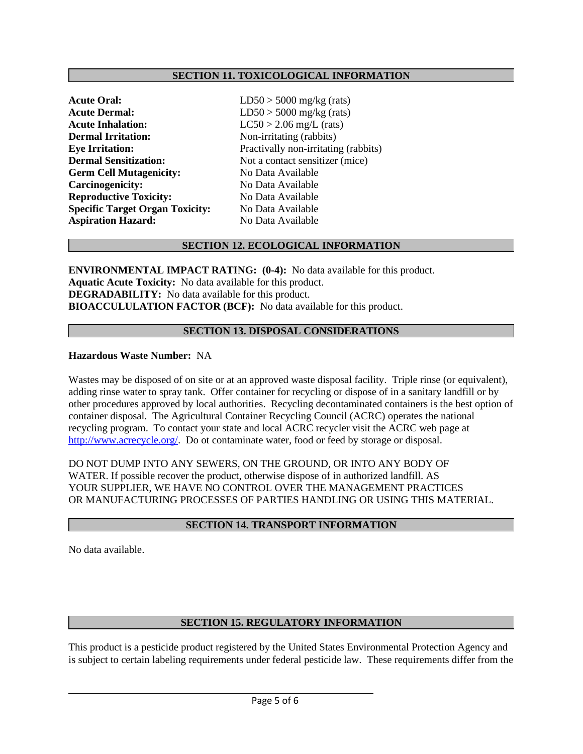## SECTION 11. TOXICOLOGICAL INFORMATION

| | |
|---|---|
| **Acute Oral:** | LD50 > 5000 mg/kg (rats) |
| **Acute Dermal:** | LD50 > 5000 mg/kg (rats) |
| **Acute Inhalation:** | LC50 > 2.06 mg/L (rats) |
| **Dermal Irritation:** | Non-irritating (rabbits) |
| **Eye Irritation:** | Practivally non-irritating (rabbits) |
| **Dermal Sensitization:** | Not a contact sensitizer (mice) |
| **Germ Cell Mutagenicity:** | No Data Available |
| **Carcinogenicity:** | No Data Available |
| **Reproductive Toxicity:** | No Data Available |
| **Specific Target Organ Toxicity:** | No Data Available |
| **Aspiration Hazard:** | No Data Available |

## SECTION 12. ECOLOGICAL INFORMATION

**ENVIRONMENTAL IMPACT RATING: (0-4):** No data available for this product.
**Aquatic Acute Toxicity:** No data available for this product.
**DEGRADABILITY:** No data available for this product.
**BIOACCULULATION FACTOR (BCF):** No data available for this product.

## SECTION 13. DISPOSAL CONSIDERATIONS

**Hazardous Waste Number:** NA

Wastes may be disposed of on site or at an approved waste disposal facility. Triple rinse (or equivalent), adding rinse water to spray tank. Offer container for recycling or dispose of in a sanitary landfill or by other procedures approved by local authorities. Recycling decontaminated containers is the best option of container disposal. The Agricultural Container Recycling Council (ACRC) operates the national recycling program. To contact your state and local ACRC recycler visit the ACRC web page at http://www.acrecycle.org/. Do ot contaminate water, food or feed by storage or disposal.

DO NOT DUMP INTO ANY SEWERS, ON THE GROUND, OR INTO ANY BODY OF WATER. If possible recover the product, otherwise dispose of in authorized landfill. AS YOUR SUPPLIER, WE HAVE NO CONTROL OVER THE MANAGEMENT PRACTICES OR MANUFACTURING PROCESSES OF PARTIES HANDLING OR USING THIS MATERIAL.

## SECTION 14. TRANSPORT INFORMATION

No data available.

## SECTION 15. REGULATORY INFORMATION

This product is a pesticide product registered by the United States Environmental Protection Agency and is subject to certain labeling requirements under federal pesticide law. These requirements differ from the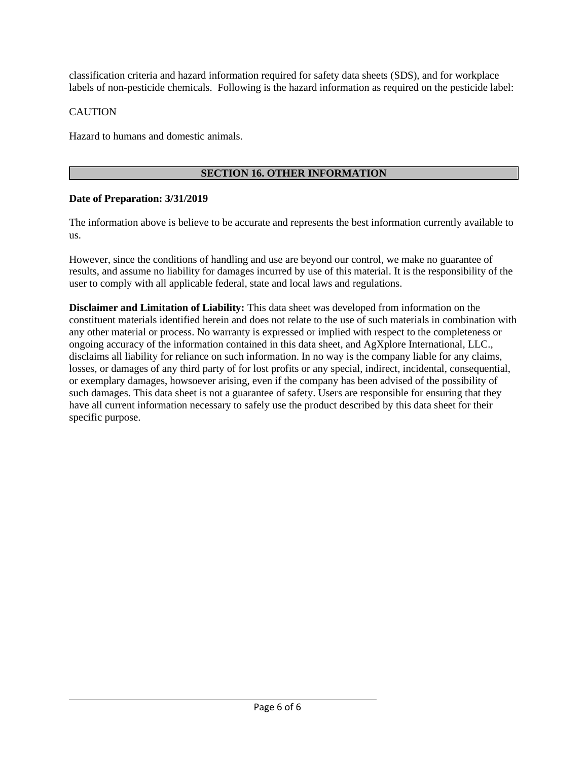classification criteria and hazard information required for safety data sheets (SDS), and for workplace labels of non-pesticide chemicals. Following is the hazard information as required on the pesticide label:

CAUTION

Hazard to humans and domestic animals.

## SECTION 16. OTHER INFORMATION

**Date of Preparation: 3/31/2019**

The information above is believe to be accurate and represents the best information currently available to us.

However, since the conditions of handling and use are beyond our control, we make no guarantee of results, and assume no liability for damages incurred by use of this material. It is the responsibility of the user to comply with all applicable federal, state and local laws and regulations.

**Disclaimer and Limitation of Liability:** This data sheet was developed from information on the constituent materials identified herein and does not relate to the use of such materials in combination with any other material or process. No warranty is expressed or implied with respect to the completeness or ongoing accuracy of the information contained in this data sheet, and AgXplore International, LLC., disclaims all liability for reliance on such information. In no way is the company liable for any claims, losses, or damages of any third party of for lost profits or any special, indirect, incidental, consequential, or exemplary damages, howsoever arising, even if the company has been advised of the possibility of such damages. This data sheet is not a guarantee of safety. Users are responsible for ensuring that they have all current information necessary to safely use the product described by this data sheet for their specific purpose.